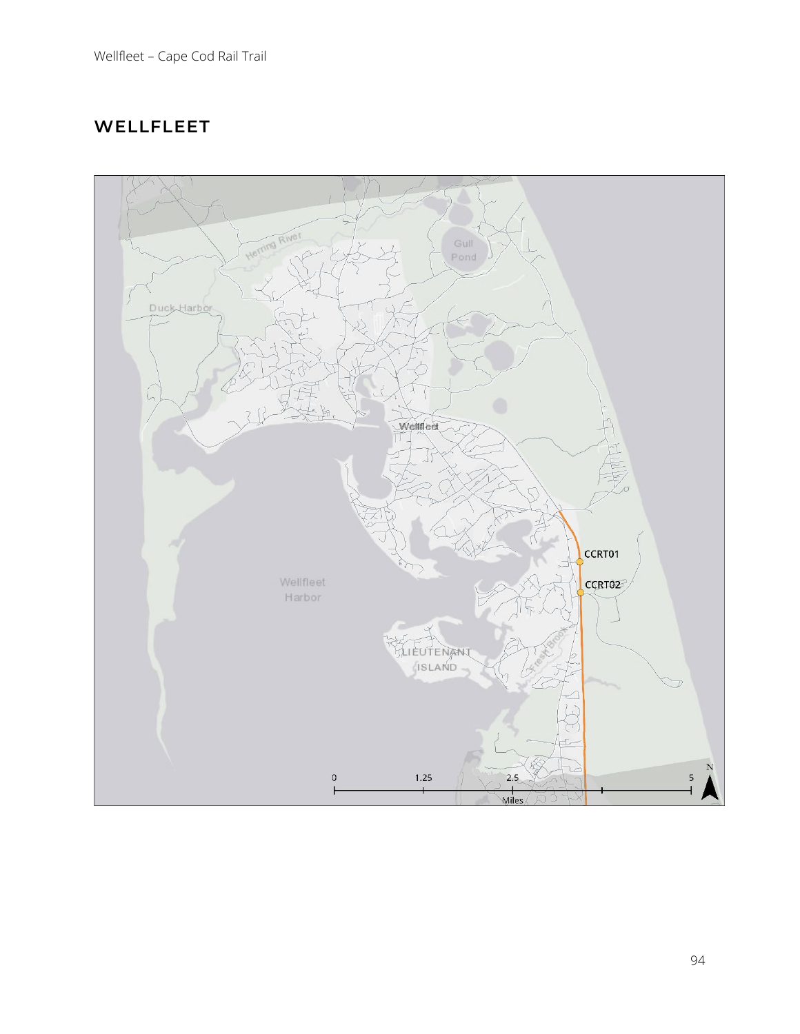## WELLFLEET

Herring River

Gull Pond

Duck Harbor

Wellfleet

CCRT01

CCRT02

Wellfleet Harbor

LIEUTENANT ISLAND

Fresh Brook

0 1.25 2.5 5

Miles

N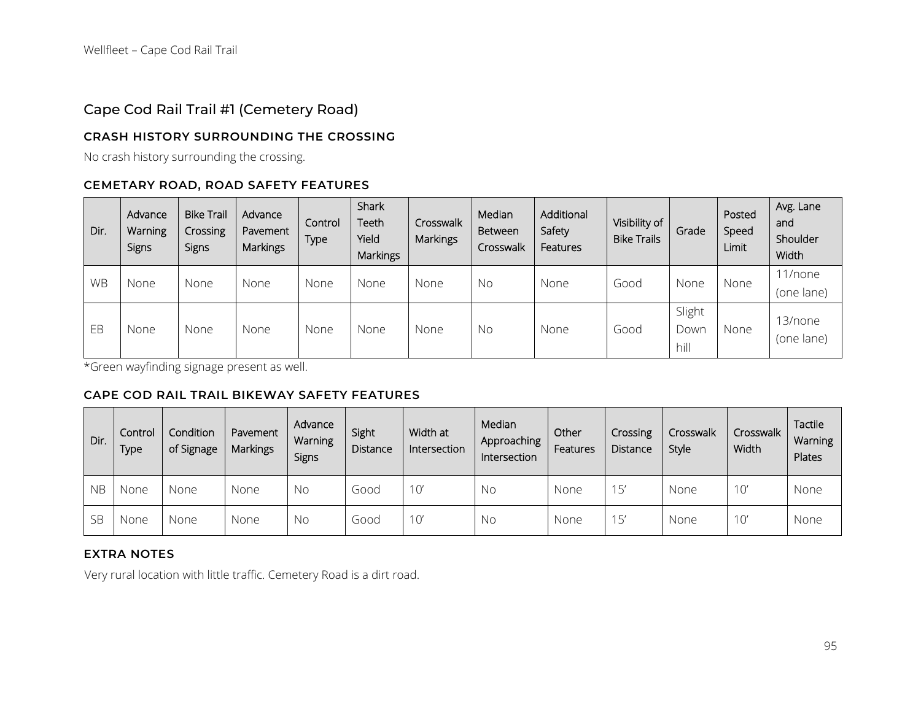## Cape Cod Rail Trail #1 (Cemetery Road)

### CRASH HISTORY SURROUNDING THE CROSSING

No crash history surrounding the crossing.

### CEMETARY ROAD, ROAD SAFETY FEATURES

| Dir. | Advance Warning Signs | Bike Trail Crossing Signs | Advance Pavement Markings | Control Type | Shark Teeth Yield Markings | Crosswalk Markings | Median Between Crosswalk | Additional Safety Features | Visibility of Bike Trails | Grade | Posted Speed Limit | Avg. Lane and Shoulder Width |
|---|---|---|---|---|---|---|---|---|---|---|---|---|
| WB | None | None | None | None | None | None | No | None | Good | None | None | 11/none (one lane) |
| EB | None | None | None | None | None | None | No | None | Good | Slight Down hill | None | 13/none (one lane) |

*Green wayfinding signage present as well.

### CAPE COD RAIL TRAIL BIKEWAY SAFETY FEATURES

| Dir. | Control Type | Condition of Signage | Pavement Markings | Advance Warning Signs | Sight Distance | Width at Intersection | Median Approaching Intersection | Other Features | Crossing Distance | Crosswalk Style | Crosswalk Width | Tactile Warning Plates |
|---|---|---|---|---|---|---|---|---|---|---|---|---|
| NB | None | None | None | No | Good | 10' | No | None | 15' | None | 10' | None |
| SB | None | None | None | No | Good | 10' | No | None | 15' | None | 10' | None |

### EXTRA NOTES

Very rural location with little traffic. Cemetery Road is a dirt road.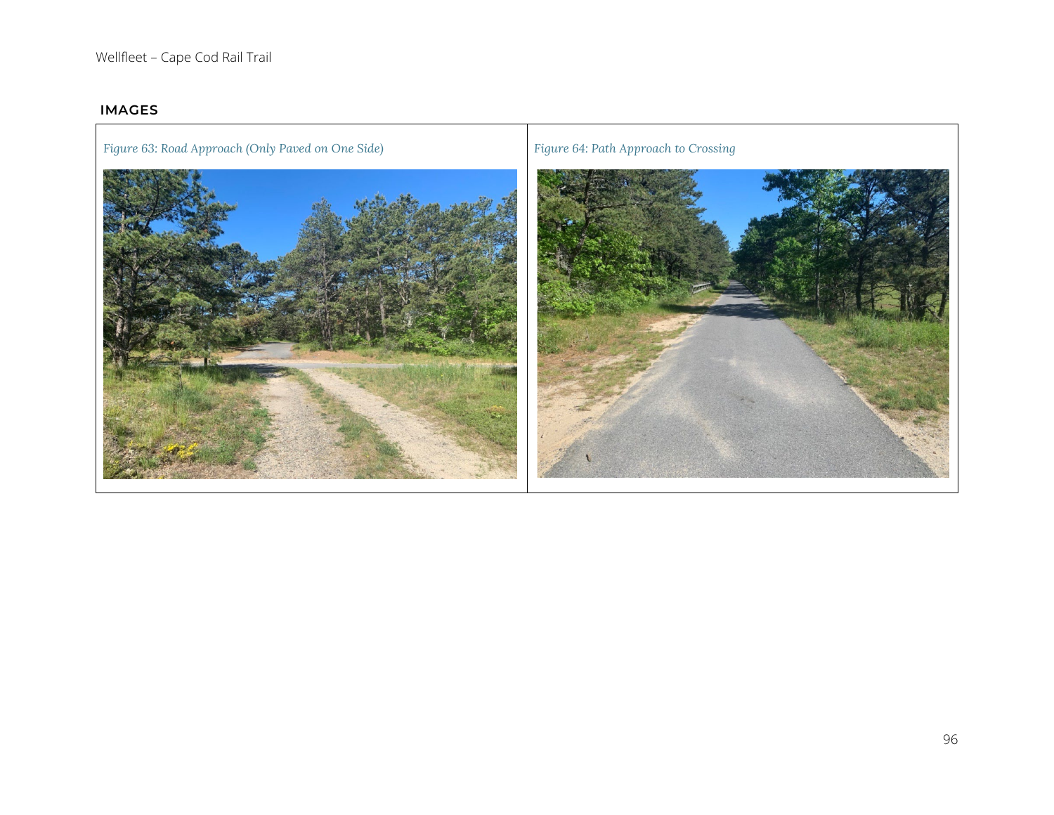## IMAGES

*Figure 63: Road Approach (Only Paved on One Side)*

*Figure 64: Path Approach to Crossing*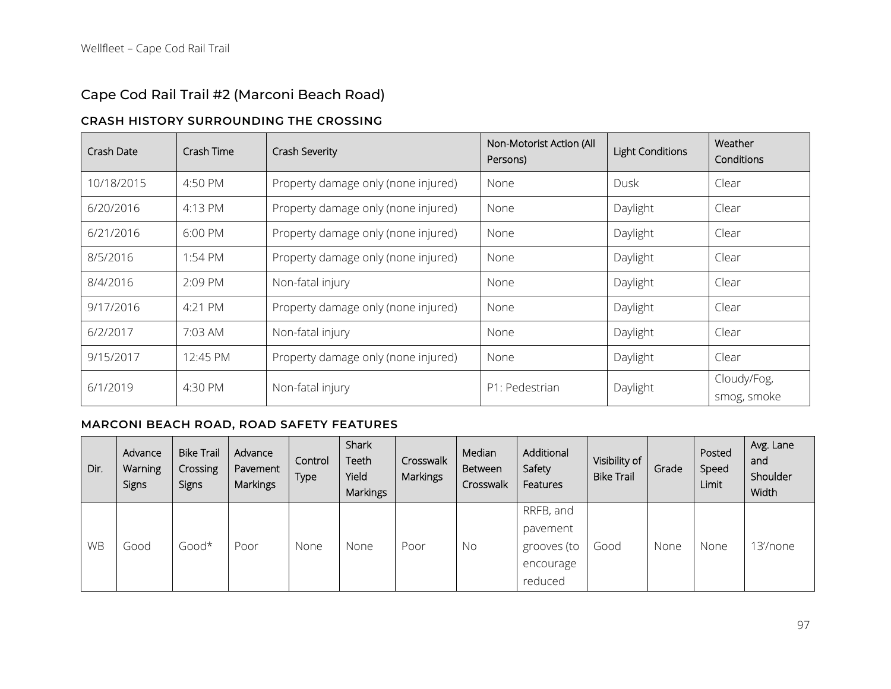## Cape Cod Rail Trail #2 (Marconi Beach Road)

### CRASH HISTORY SURROUNDING THE CROSSING

| Crash Date | Crash Time | Crash Severity | Non-Motorist Action (All Persons) | Light Conditions | Weather Conditions |
|---|---|---|---|---|---|
| 10/18/2015 | 4:50 PM | Property damage only (none injured) | None | Dusk | Clear |
| 6/20/2016 | 4:13 PM | Property damage only (none injured) | None | Daylight | Clear |
| 6/21/2016 | 6:00 PM | Property damage only (none injured) | None | Daylight | Clear |
| 8/5/2016 | 1:54 PM | Property damage only (none injured) | None | Daylight | Clear |
| 8/4/2016 | 2:09 PM | Non-fatal injury | None | Daylight | Clear |
| 9/17/2016 | 4:21 PM | Property damage only (none injured) | None | Daylight | Clear |
| 6/2/2017 | 7:03 AM | Non-fatal injury | None | Daylight | Clear |
| 9/15/2017 | 12:45 PM | Property damage only (none injured) | None | Daylight | Clear |
| 6/1/2019 | 4:30 PM | Non-fatal injury | P1: Pedestrian | Daylight | Cloudy/Fog, smog, smoke |

### MARCONI BEACH ROAD, ROAD SAFETY FEATURES

| Dir. | Advance Warning Signs | Bike Trail Crossing Signs | Advance Pavement Markings | Control Type | Shark Teeth Yield Markings | Crosswalk Markings | Median Between Crosswalk | Additional Safety Features | Visibility of Bike Trail | Grade | Posted Speed Limit | Avg. Lane and Shoulder Width |
|---|---|---|---|---|---|---|---|---|---|---|---|---|
| WB | Good | Good* | Poor | None | None | Poor | No | RRFB, and pavement grooves (to encourage reduced | Good | None | None | 13'/none |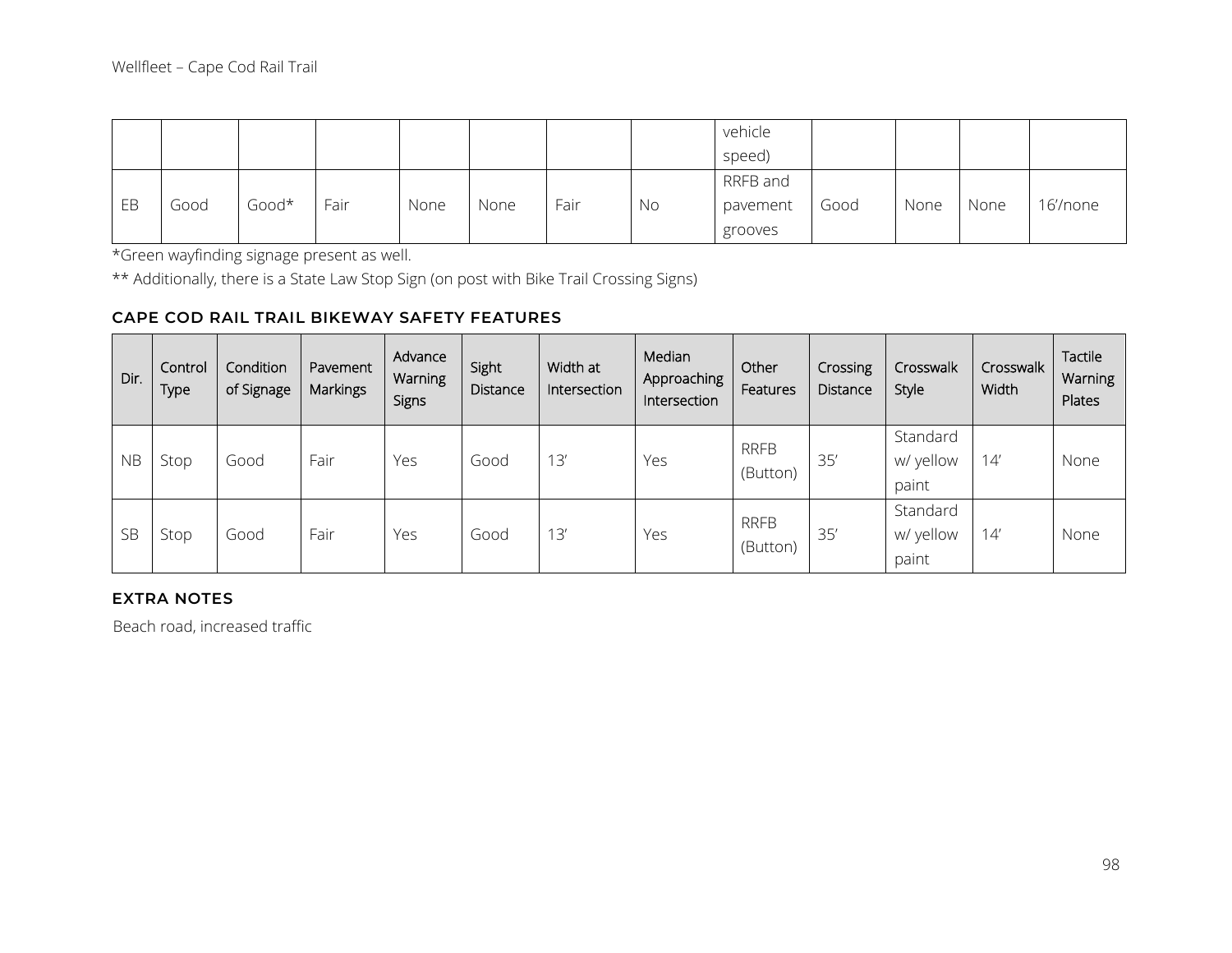| | | | | | | | | vehicle speed) | | | | |
|---|---|---|---|---|---|---|---|---|---|---|---|---|
| EB | Good | Good* | Fair | None | None | Fair | No | RRFB and pavement grooves | Good | None | None | 16'/none |

*Green wayfinding signage present as well.

** Additionally, there is a State Law Stop Sign (on post with Bike Trail Crossing Signs)

### CAPE COD RAIL TRAIL BIKEWAY SAFETY FEATURES

| Dir. | Control Type | Condition of Signage | Pavement Markings | Advance Warning Signs | Sight Distance | Width at Intersection | Median Approaching Intersection | Other Features | Crossing Distance | Crosswalk Style | Crosswalk Width | Tactile Warning Plates |
|---|---|---|---|---|---|---|---|---|---|---|---|---|
| NB | Stop | Good | Fair | Yes | Good | 13' | Yes | RRFB (Button) | 35' | Standard w/ yellow paint | 14' | None |
| SB | Stop | Good | Fair | Yes | Good | 13' | Yes | RRFB (Button) | 35' | Standard w/ yellow paint | 14' | None |

### EXTRA NOTES

Beach road, increased traffic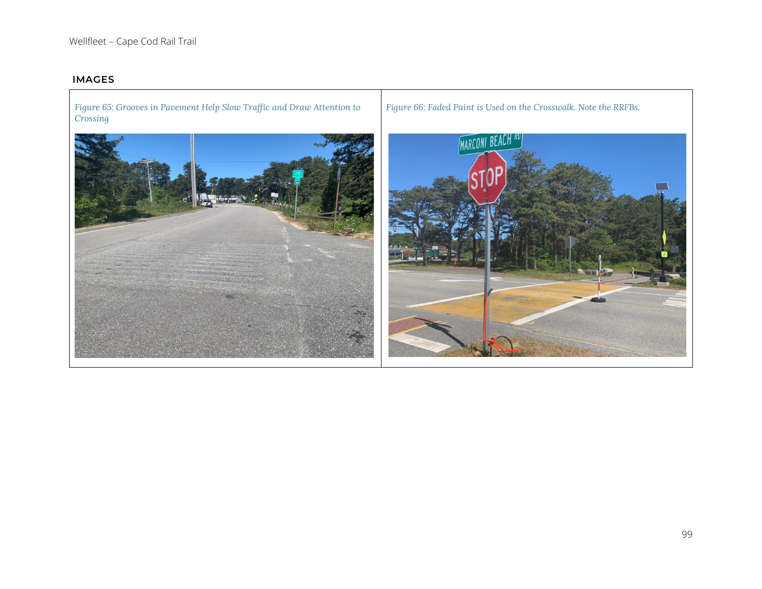## IMAGES

*Figure 65: Grooves in Pavement Help Slow Traffic and Draw Attention to Crossing*

*Figure 66: Faded Paint is Used on the Crosswalk. Note the RRFBs.*